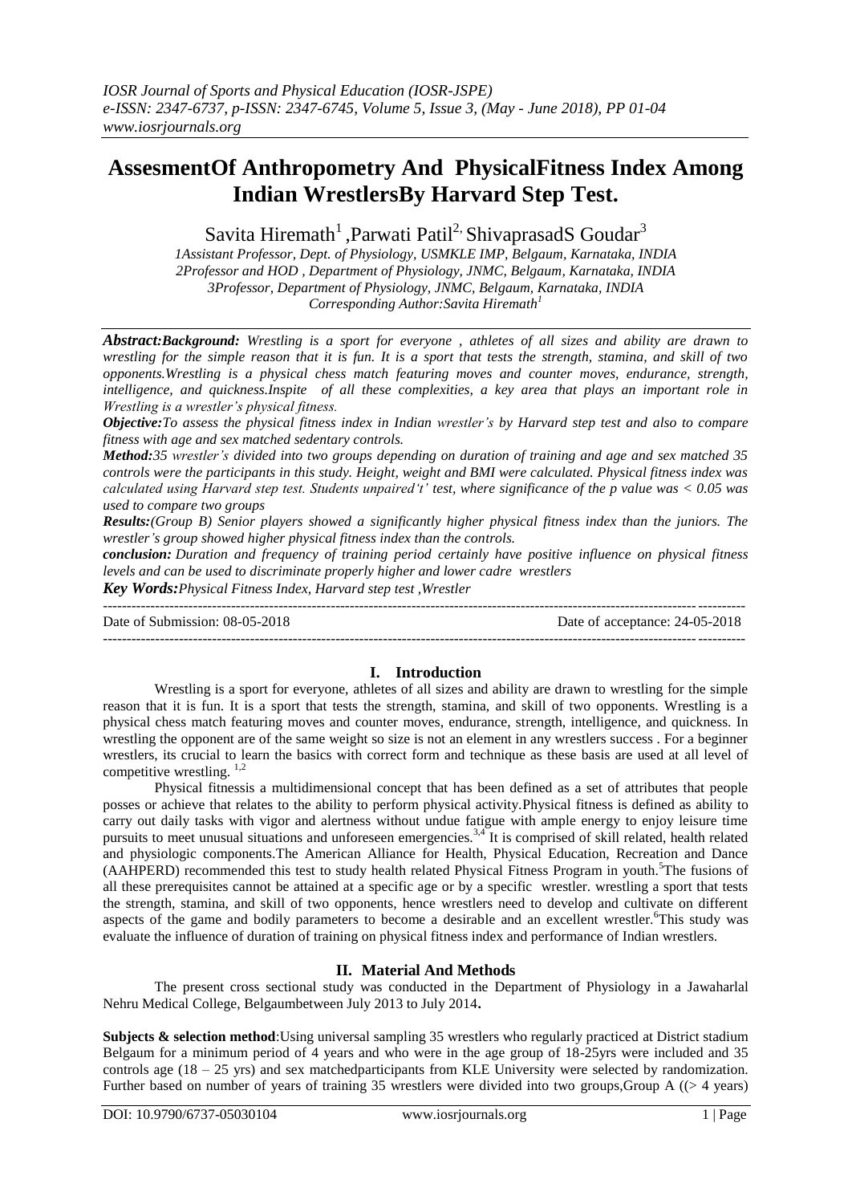# AssesmentOf Anthropometry And PhysicalFitness Index Among Indian WrestlersBy Harvard Step Test.

Savita Hiremath[1] ,Parwati Patil[2,] ShivaprasadS Goudar[3]

*1Assistant Professor, Dept. of Physiology, USMKLE IMP, Belgaum, Karnataka, INDIA*
*2Professor and HOD , Department of Physiology, JNMC, Belgaum, Karnataka, INDIA*
*3Professor, Department of Physiology, JNMC, Belgaum, Karnataka, INDIA*
*Corresponding Author:Savita Hiremath[1]*

***Abstract:Background:*** *Wrestling is a sport for everyone , athletes of all sizes and ability are drawn to wrestling for the simple reason that it is fun. It is a sport that tests the strength, stamina, and skill of two opponents.Wrestling is a physical chess match featuring moves and counter moves, endurance, strength, intelligence, and quickness.Inspite of all these complexities, a key area that plays an important role in Wrestling is a wrestler's physical fitness.*

***Objective:****To assess the physical fitness index in Indian wrestler's by Harvard step test and also to compare fitness with age and sex matched sedentary controls.*

***Method:****35 wrestler's divided into two groups depending on duration of training and age and sex matched 35 controls were the participants in this study. Height, weight and BMI were calculated. Physical fitness index was calculated using Harvard step test. Students unpaired't' test, where significance of the p value was < 0.05 was used to compare two groups*

***Results:****(Group B) Senior players showed a significantly higher physical fitness index than the juniors. The wrestler's group showed higher physical fitness index than the controls.*

***conclusion:*** *Duration and frequency of training period certainly have positive influence on physical fitness levels and can be used to discriminate properly higher and lower cadre wrestlers*

***Key Words:****Physical Fitness Index, Harvard step test ,Wrestler*

---

Date of Submission: 08-05-2018 Date of acceptance: 24-05-2018

---

## I. Introduction

Wrestling is a sport for everyone, athletes of all sizes and ability are drawn to wrestling for the simple reason that it is fun. It is a sport that tests the strength, stamina, and skill of two opponents. Wrestling is a physical chess match featuring moves and counter moves, endurance, strength, intelligence, and quickness. In wrestling the opponent are of the same weight so size is not an element in any wrestlers success . For a beginner wrestlers, its crucial to learn the basics with correct form and technique as these basis are used at all level of competitive wrestling. [1,2]

Physical fitnessis a multidimensional concept that has been defined as a set of attributes that people posses or achieve that relates to the ability to perform physical activity.Physical fitness is defined as ability to carry out daily tasks with vigor and alertness without undue fatigue with ample energy to enjoy leisure time pursuits to meet unusual situations and unforeseen emergencies.[3,4] It is comprised of skill related, health related and physiologic components.The American Alliance for Health, Physical Education, Recreation and Dance (AAHPERD) recommended this test to study health related Physical Fitness Program in youth.[5]The fusions of all these prerequisites cannot be attained at a specific age or by a specific wrestler. wrestling a sport that tests the strength, stamina, and skill of two opponents, hence wrestlers need to develop and cultivate on different aspects of the game and bodily parameters to become a desirable and an excellent wrestler.[6]This study was evaluate the influence of duration of training on physical fitness index and performance of Indian wrestlers.

## II. Material And Methods

The present cross sectional study was conducted in the Department of Physiology in a Jawaharlal Nehru Medical College, Belgaumbetween July 2013 to July 2014**.**

**Subjects & selection method**:Using universal sampling 35 wrestlers who regularly practiced at District stadium Belgaum for a minimum period of 4 years and who were in the age group of 18-25yrs were included and 35 controls age (18 – 25 yrs) and sex matchedparticipants from KLE University were selected by randomization. Further based on number of years of training 35 wrestlers were divided into two groups,Group A ((> 4 years)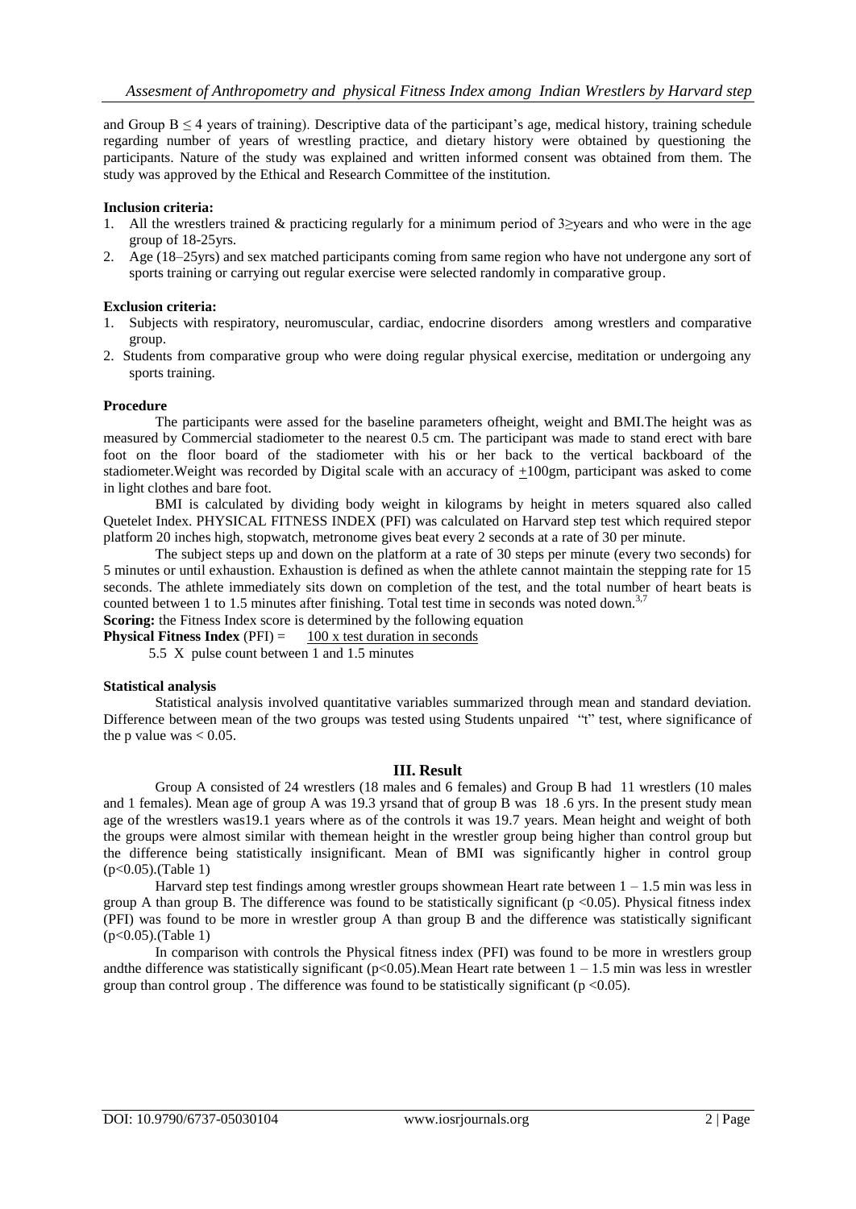and Group B ≤ 4 years of training). Descriptive data of the participant's age, medical history, training schedule regarding number of years of wrestling practice, and dietary history were obtained by questioning the participants. Nature of the study was explained and written informed consent was obtained from them. The study was approved by the Ethical and Research Committee of the institution.

**Inclusion criteria:**

1. All the wrestlers trained & practicing regularly for a minimum period of 3≥years and who were in the age group of 18-25yrs.
2. Age (18–25yrs) and sex matched participants coming from same region who have not undergone any sort of sports training or carrying out regular exercise were selected randomly in comparative group.

**Exclusion criteria:**

1. Subjects with respiratory, neuromuscular, cardiac, endocrine disorders among wrestlers and comparative group.
2. Students from comparative group who were doing regular physical exercise, meditation or undergoing any sports training.

**Procedure**

The participants were assed for the baseline parameters ofheight, weight and BMI.The height was as measured by Commercial stadiometer to the nearest 0.5 cm. The participant was made to stand erect with bare foot on the floor board of the stadiometer with his or her back to the vertical backboard of the stadiometer.Weight was recorded by Digital scale with an accuracy of ±100gm, participant was asked to come in light clothes and bare foot.

BMI is calculated by dividing body weight in kilograms by height in meters squared also called Quetelet Index. PHYSICAL FITNESS INDEX (PFI) was calculated on Harvard step test which required stepor platform 20 inches high, stopwatch, metronome gives beat every 2 seconds at a rate of 30 per minute.

The subject steps up and down on the platform at a rate of 30 steps per minute (every two seconds) for 5 minutes or until exhaustion. Exhaustion is defined as when the athlete cannot maintain the stepping rate for 15 seconds. The athlete immediately sits down on completion of the test, and the total number of heart beats is counted between 1 to 1.5 minutes after finishing. Total test time in seconds was noted down.[3,7]

**Scoring:** the Fitness Index score is determined by the following equation

$$\textbf{Physical Fitness Index (PFI)} = \frac{100 \times \text{test duration in seconds}}{5.5 \times \text{pulse count between 1 and 1.5 minutes}}$$

**Statistical analysis**

Statistical analysis involved quantitative variables summarized through mean and standard deviation. Difference between mean of the two groups was tested using Students unpaired "t" test, where significance of the p value was $< 0.05$.

## III. Result

Group A consisted of 24 wrestlers (18 males and 6 females) and Group B had 11 wrestlers (10 males and 1 females). Mean age of group A was 19.3 yrsand that of group B was 18 .6 yrs. In the present study mean age of the wrestlers was19.1 years where as of the controls it was 19.7 years. Mean height and weight of both the groups were almost similar with themean height in the wrestler group being higher than control group but the difference being statistically insignificant. Mean of BMI was significantly higher in control group ($p<0.05$).(Table 1)

Harvard step test findings among wrestler groups showmean Heart rate between 1 – 1.5 min was less in group A than group B. The difference was found to be statistically significant ($p <0.05$). Physical fitness index (PFI) was found to be more in wrestler group A than group B and the difference was statistically significant ($p<0.05$).(Table 1)

In comparison with controls the Physical fitness index (PFI) was found to be more in wrestlers group andthe difference was statistically significant ($p<0.05$).Mean Heart rate between 1 – 1.5 min was less in wrestler group than control group . The difference was found to be statistically significant ($p <0.05$).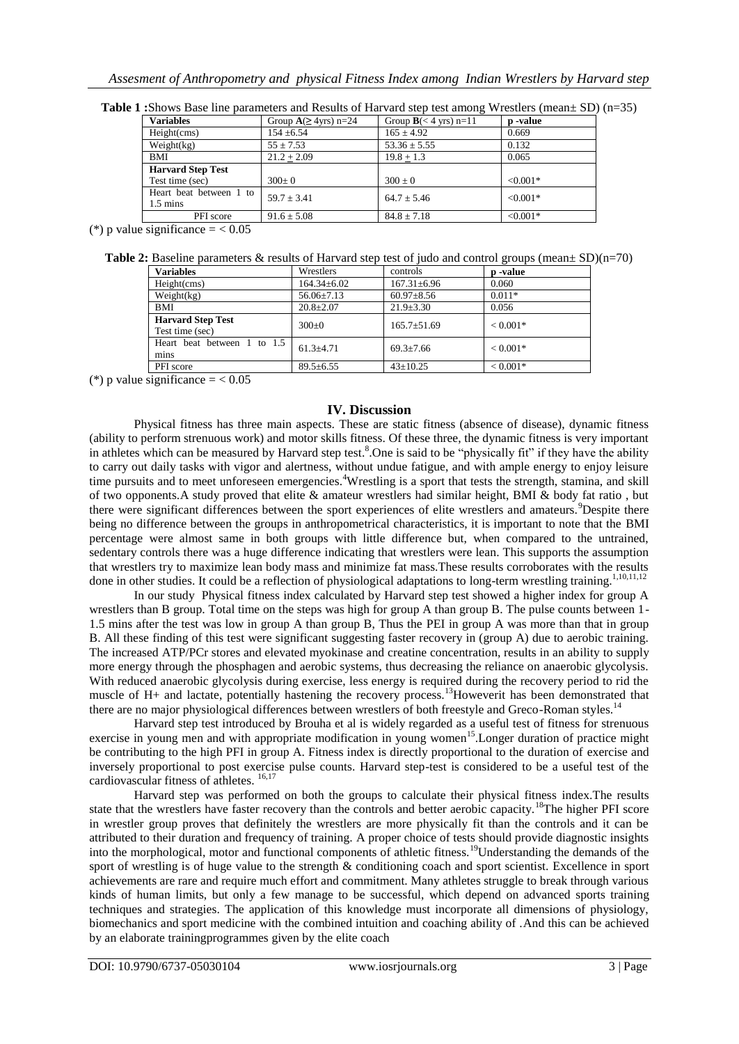**Table 1 :**Shows Base line parameters and Results of Harvard step test among Wrestlers (mean± SD) (n=35)

| Variables | Group **A**(≥ 4yrs) n=24 | Group **B**(< 4 yrs) n=11 | p -value |
|---|---|---|---|
| Height(cms) | 154 ±6.54 | 165 ± 4.92 | 0.669 |
| Weight(kg) | 55 ± 7.53 | 53.36 ± 5.55 | 0.132 |
| BMI | 21.2 ± 2.09 | 19.8 ± 1.3 | 0.065 |
| **Harvard Step Test** Test time (sec) | 300± 0 | 300 ± 0 | <0.001* |
| Heart beat between 1 to 1.5 mins | 59.7 ± 3.41 | 64.7 ± 5.46 | <0.001* |
| PFI score | 91.6 ± 5.08 | 84.8 ± 7.18 | <0.001* |

(*) p value significance = < 0.05

**Table 2:** Baseline parameters & results of Harvard step test of judo and control groups (mean± SD)(n=70)

| Variables | Wrestlers | controls | p -value |
|---|---|---|---|
| Height(cms) | 164.34±6.02 | 167.31±6.96 | 0.060 |
| Weight(kg) | 56.06±7.13 | 60.97±8.56 | 0.011* |
| BMI | 20.8±2.07 | 21.9±3.30 | 0.056 |
| **Harvard Step Test** Test time (sec) | 300±0 | 165.7±51.69 | < 0.001* |
| Heart beat between 1 to 1.5 mins | 61.3±4.71 | 69.3±7.66 | < 0.001* |
| PFI score | 89.5±6.55 | 43±10.25 | < 0.001* |

(*) p value significance = < 0.05

## IV. Discussion

Physical fitness has three main aspects. These are static fitness (absence of disease), dynamic fitness (ability to perform strenuous work) and motor skills fitness. Of these three, the dynamic fitness is very important in athletes which can be measured by Harvard step test.[8].One is said to be "physically fit" if they have the ability to carry out daily tasks with vigor and alertness, without undue fatigue, and with ample energy to enjoy leisure time pursuits and to meet unforeseen emergencies.[4]Wrestling is a sport that tests the strength, stamina, and skill of two opponents.A study proved that elite & amateur wrestlers had similar height, BMI & body fat ratio , but there were significant differences between the sport experiences of elite wrestlers and amateurs.[9]Despite there being no difference between the groups in anthropometrical characteristics, it is important to note that the BMI percentage were almost same in both groups with little difference but, when compared to the untrained, sedentary controls there was a huge difference indicating that wrestlers were lean. This supports the assumption that wrestlers try to maximize lean body mass and minimize fat mass.These results corroborates with the results done in other studies. It could be a reflection of physiological adaptations to long-term wrestling training.[1,10,11,12]

In our study Physical fitness index calculated by Harvard step test showed a higher index for group A wrestlers than B group. Total time on the steps was high for group A than group B. The pulse counts between 1-1.5 mins after the test was low in group A than group B, Thus the PEI in group A was more than that in group B. All these finding of this test were significant suggesting faster recovery in (group A) due to aerobic training. The increased ATP/PCr stores and elevated myokinase and creatine concentration, results in an ability to supply more energy through the phosphagen and aerobic systems, thus decreasing the reliance on anaerobic glycolysis. With reduced anaerobic glycolysis during exercise, less energy is required during the recovery period to rid the muscle of H+ and lactate, potentially hastening the recovery process.[13]Howeverit has been demonstrated that there are no major physiological differences between wrestlers of both freestyle and Greco-Roman styles.[14]

Harvard step test introduced by Brouha et al is widely regarded as a useful test of fitness for strenuous exercise in young men and with appropriate modification in young women[15].Longer duration of practice might be contributing to the high PFI in group A. Fitness index is directly proportional to the duration of exercise and inversely proportional to post exercise pulse counts. Harvard step-test is considered to be a useful test of the cardiovascular fitness of athletes. [16,17]

Harvard step was performed on both the groups to calculate their physical fitness index.The results state that the wrestlers have faster recovery than the controls and better aerobic capacity.[18]The higher PFI score in wrestler group proves that definitely the wrestlers are more physically fit than the controls and it can be attributed to their duration and frequency of training. A proper choice of tests should provide diagnostic insights into the morphological, motor and functional components of athletic fitness.[19]Understanding the demands of the sport of wrestling is of huge value to the strength & conditioning coach and sport scientist. Excellence in sport achievements are rare and require much effort and commitment. Many athletes struggle to break through various kinds of human limits, but only a few manage to be successful, which depend on advanced sports training techniques and strategies. The application of this knowledge must incorporate all dimensions of physiology, biomechanics and sport medicine with the combined intuition and coaching ability of .And this can be achieved by an elaborate trainingprogrammes given by the elite coach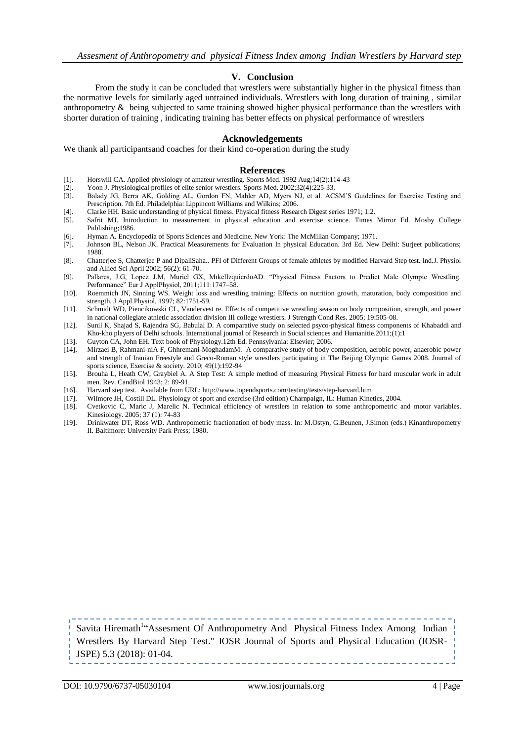## V. Conclusion

From the study it can be concluded that wrestlers were substantially higher in the physical fitness than the normative levels for similarly aged untrained individuals. Wrestlers with long duration of training , similar anthropometry & being subjected to same training showed higher physical performance than the wrestlers with shorter duration of training , indicating training has better effects on physical performance of wrestlers

## Acknowledgements

We thank all participantsand coaches for their kind co-operation during the study

## References

[1]. Horswill CA. Applied physiology of amateur wrestling. Sports Med. 1992 Aug;14(2):114-43

[2]. Yoon J. Physiological profiles of elite senior wrestlers. Sports Med. 2002;32(4):225-33.

[3]. Balady JG, Berra AK, Golding AL, Gordon FN, Mahler AD, Myers NJ, et al. ACSM'S Guidelines for Exercise Testing and Prescription. 7th Ed. Philadelphia: Lippincott Williams and Wilkins; 2006.

[4]. Clarke HH. Basic understanding of physical fitness. Physical fitness Research Digest series 1971; 1:2.

[5]. Safrit MJ. Introduction to measurement in physical education and exercise science. Times Mirror Ed. Mosby College Publishing;1986.

[6]. Hyman A. Encyclopedia of Sports Sciences and Medicine. New York: The McMillan Company; 1971.

[7]. Johnson BL, Nelson JK. Practical Measurements for Evaluation In physical Education. 3rd Ed. New Delhi: Surjeet publications; 1988.

[8]. Chatterjee S, Chatterjee P and DipaliSaha.. PFI of Different Groups of female athletes by modified Harvard Step test. Ind.J. Physiol and Allied Sci April 2002; 56(2): 61-70.

[9]. Pallares, J.G, Lopez J.M, Muriel GX, MıkelIzquierdoAD. "Physical Fitness Factors to Predict Male Olympic Wrestling. Performance" Eur J ApplPhysiol, 2011;111:1747–58.

[10]. Roemmich JN, Sinning WS. Weight loss and wrestling training: Effects on nutrition growth, maturation, body composition and strength. J Appl Physiol. 1997; 82:1751-59.

[11]. Schmidt WD, Piencikowski CL, Vandervest re. Effects of competitive wrestling season on body composition, strength, and power in national collegiate athletic association division III college wrestlers. J Strength Cond Res. 2005; 19:505-08.

[12]. Sunil K, Shajad S, Rajendra SG, Babulal D. A comparative study on selected psyco-physical fitness components of Khabaddi and Kho-kho players of Delhi schools. International journal of Research in Social sciences and Humanitie.2011;(1):1

[13]. Guyton CA, John EH. Text book of Physiology.12th Ed. Pennsylvania: Elsevier; 2006.

[14]. Mirzaei B, Rahmani-niA F, Ghhremani-MoghadamM. A comparative study of body composition, aerobic power, anaerobic power and strength of Iranian Freestyle and Greco-Roman style wrestlers participating in The Beijing Olympic Games 2008. Journal of sports science, Exercise & society. 2010; 49(1):192-94

[15]. Brouha L, Heath CW, Graybiel A. A Step Test: A simple method of measuring Physical Fitness for hard muscular work in adult men. Rev. CandBiol 1943; 2: 89-91.

[16]. Harvard step test. Available from URL: http://www.topendsports.com/testing/tests/step-harvard.htm

[17]. Wilmore JH, Costill DL. Physiology of sport and exercise (3rd edition) Charnpaign, IL: Human Kinetics, 2004.

[18]. Cvetkovic C, Maric J, Marelic N. Technical efficiency of wrestlers in relation to some anthropometric and motor variables. Kinesiology. 2005; 37 (1): 74-83

[19]. Drinkwater DT, Ross WD. Anthropometric fractionation of body mass. In: M.Ostyn, G.Beunen, J.Simon (eds.) Kinanthropometry II. Baltimore: University Park Press; 1980.

Savita Hiremath[1]"Assesment Of Anthropometry And Physical Fitness Index Among Indian Wrestlers By Harvard Step Test." IOSR Journal of Sports and Physical Education (IOSR-JSPE) 5.3 (2018): 01-04.